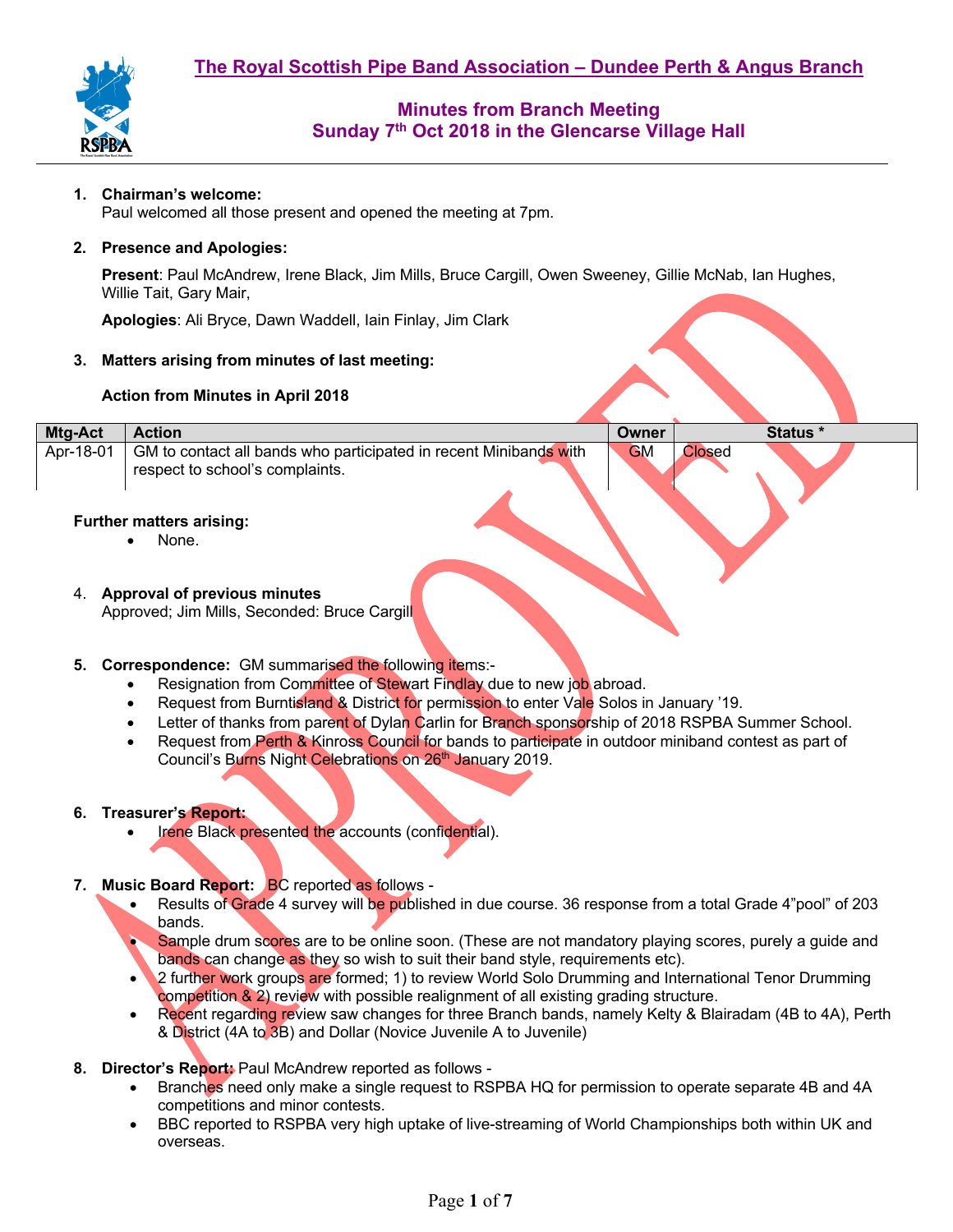# The Royal Scottish Pipe Band Association – Dundee Perth & Angus Branch

## Minutes from Branch Meeting
## Sunday 7th Oct 2018 in the Glencarse Village Hall

1. **Chairman's welcome:**
   Paul welcomed all those present and opened the meeting at 7pm.

2. **Presence and Apologies:**

   **Present**: Paul McAndrew, Irene Black, Jim Mills, Bruce Cargill, Owen Sweeney, Gillie McNab, Ian Hughes, Willie Tait, Gary Mair,

   **Apologies**: Ali Bryce, Dawn Waddell, Iain Finlay, Jim Clark

3. **Matters arising from minutes of last meeting:**

   **Action from Minutes in April 2018**

| Mtg-Act | Action | Owner | Status * |
|---|---|---|---|
| Apr-18-01 | GM to contact all bands who participated in recent Minibands with respect to school's complaints. | GM | Closed |

**Further matters arising:**
- None.

4. **Approval of previous minutes**
   Approved; Jim Mills, Seconded: Bruce Cargill

5. **Correspondence:** GM summarised the following items:-
   - Resignation from Committee of Stewart Findlay due to new job abroad.
   - Request from Burntisland & District for permission to enter Vale Solos in January '19.
   - Letter of thanks from parent of Dylan Carlin for Branch sponsorship of 2018 RSPBA Summer School.
   - Request from Perth & Kinross Council for bands to participate in outdoor miniband contest as part of Council's Burns Night Celebrations on 26th January 2019.

6. **Treasurer's Report:**
   - Irene Black presented the accounts (confidential).

7. **Music Board Report:** BC reported as follows -
   - Results of Grade 4 survey will be published in due course. 36 response from a total Grade 4"pool" of 203 bands.
   - Sample drum scores are to be online soon. (These are not mandatory playing scores, purely a guide and bands can change as they so wish to suit their band style, requirements etc).
   - 2 further work groups are formed; 1) to review World Solo Drumming and International Tenor Drumming competition & 2) review with possible realignment of all existing grading structure.
   - Recent regarding review saw changes for three Branch bands, namely Kelty & Blairadam (4B to 4A), Perth & District (4A to 3B) and Dollar (Novice Juvenile A to Juvenile)

8. **Director's Report:** Paul McAndrew reported as follows -
   - Branches need only make a single request to RSPBA HQ for permission to operate separate 4B and 4A competitions and minor contests.
   - BBC reported to RSPBA very high uptake of live-streaming of World Championships both within UK and overseas.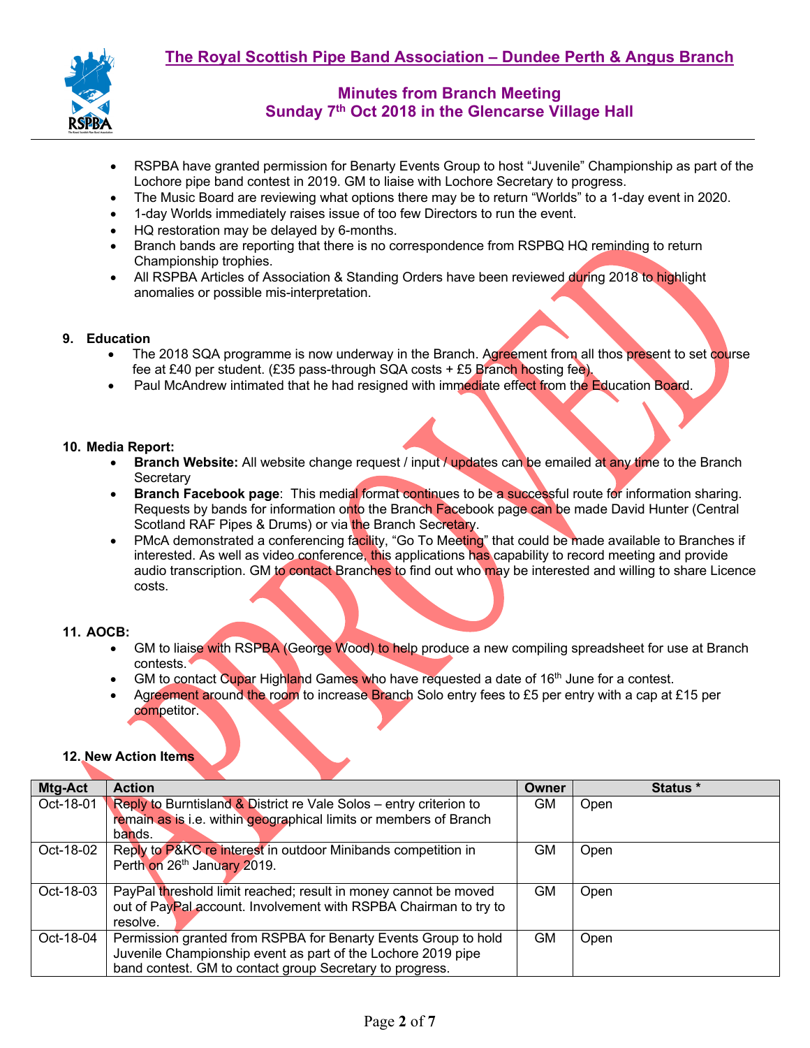# The Royal Scottish Pipe Band Association – Dundee Perth & Angus Branch

## Minutes from Branch Meeting
## Sunday 7th Oct 2018 in the Glencarse Village Hall

- RSPBA have granted permission for Benarty Events Group to host "Juvenile" Championship as part of the Lochore pipe band contest in 2019. GM to liaise with Lochore Secretary to progress.
- The Music Board are reviewing what options there may be to return "Worlds" to a 1-day event in 2020.
- 1-day Worlds immediately raises issue of too few Directors to run the event.
- HQ restoration may be delayed by 6-months.
- Branch bands are reporting that there is no correspondence from RSPBQ HQ reminding to return Championship trophies.
- All RSPBA Articles of Association & Standing Orders have been reviewed during 2018 to highlight anomalies or possible mis-interpretation.

**9. Education**

- The 2018 SQA programme is now underway in the Branch. Agreement from all thos present to set course fee at £40 per student. (£35 pass-through SQA costs + £5 Branch hosting fee).
- Paul McAndrew intimated that he had resigned with immediate effect from the Education Board.

**10. Media Report:**

- **Branch Website:** All website change request / input / updates can be emailed at any time to the Branch Secretary
- **Branch Facebook page**: This medial format continues to be a successful route for information sharing. Requests by bands for information onto the Branch Facebook page can be made David Hunter (Central Scotland RAF Pipes & Drums) or via the Branch Secretary.
- PMcA demonstrated a conferencing facility, "Go To Meeting" that could be made available to Branches if interested. As well as video conference, this applications has capability to record meeting and provide audio transcription. GM to contact Branches to find out who may be interested and willing to share Licence costs.

**11. AOCB:**

- GM to liaise with RSPBA (George Wood) to help produce a new compiling spreadsheet for use at Branch contests.
- GM to contact Cupar Highland Games who have requested a date of 16th June for a contest.
- Agreement around the room to increase Branch Solo entry fees to £5 per entry with a cap at £15 per competitor.

**12. New Action Items**

| Mtg-Act | Action | Owner | Status * |
|---|---|---|---|
| Oct-18-01 | Reply to Burntisland & District re Vale Solos – entry criterion to remain as is i.e. within geographical limits or members of Branch bands. | GM | Open |
| Oct-18-02 | Reply to P&KC re interest in outdoor Minibands competition in Perth on 26th January 2019. | GM | Open |
| Oct-18-03 | PayPal threshold limit reached; result in money cannot be moved out of PayPal account. Involvement with RSPBA Chairman to try to resolve. | GM | Open |
| Oct-18-04 | Permission granted from RSPBA for Benarty Events Group to hold Juvenile Championship event as part of the Lochore 2019 pipe band contest. GM to contact group Secretary to progress. | GM | Open |

APPROVED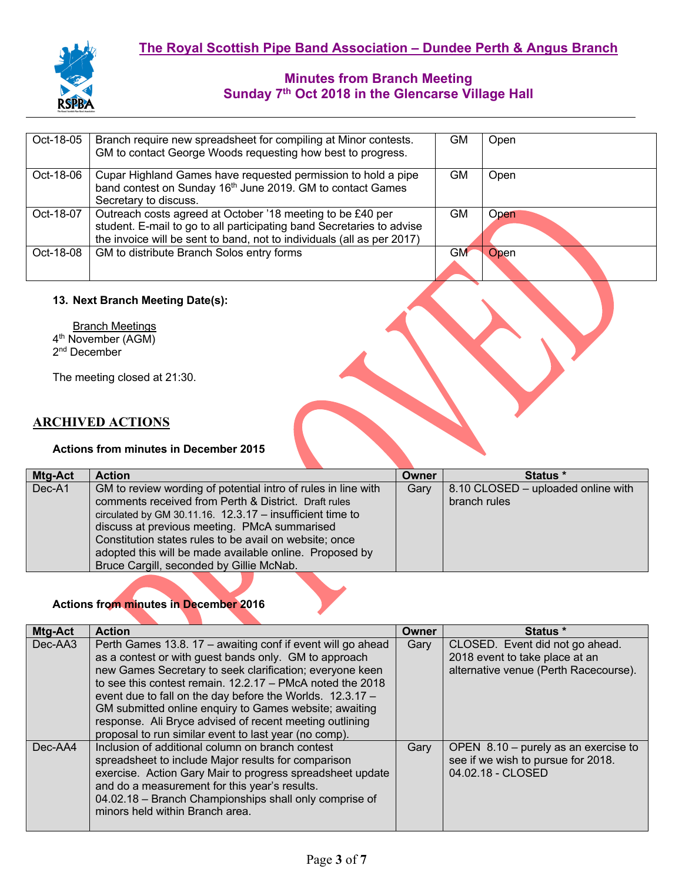| Oct-18-05 | Branch require new spreadsheet for compiling at Minor contests. GM to contact George Woods requesting how best to progress. | GM | Open |
|---|---|---|---|
| Oct-18-06 | Cupar Highland Games have requested permission to hold a pipe band contest on Sunday 16th June 2019. GM to contact Games Secretary to discuss. | GM | Open |
| Oct-18-07 | Outreach costs agreed at October '18 meeting to be £40 per student. E-mail to go to all participating band Secretaries to advise the invoice will be sent to band, not to individuals (all as per 2017) | GM | Open |
| Oct-18-08 | GM to distribute Branch Solos entry forms | GM | Open |

**13. Next Branch Meeting Date(s):**

Branch Meetings
4th November (AGM)
2nd December

The meeting closed at 21:30.

## ARCHIVED ACTIONS

**Actions from minutes in December 2015**

| Mtg-Act | Action | Owner | Status * |
|---|---|---|---|
| Dec-A1 | GM to review wording of potential intro of rules in line with comments received from Perth & District. Draft rules circulated by GM 30.11.16. 12.3.17 – insufficient time to discuss at previous meeting. PMcA summarised Constitution states rules to be avail on website; once adopted this will be made available online. Proposed by Bruce Cargill, seconded by Gillie McNab. | Gary | 8.10 CLOSED – uploaded online with branch rules |

**Actions from minutes in December 2016**

| Mtg-Act | Action | Owner | Status * |
|---|---|---|---|
| Dec-AA3 | Perth Games 13.8. 17 – awaiting conf if event will go ahead as a contest or with guest bands only. GM to approach new Games Secretary to seek clarification; everyone keen to see this contest remain. 12.2.17 – PMcA noted the 2018 event due to fall on the day before the Worlds. 12.3.17 – GM submitted online enquiry to Games website; awaiting response. Ali Bryce advised of recent meeting outlining proposal to run similar event to last year (no comp). | Gary | CLOSED. Event did not go ahead. 2018 event to take place at an alternative venue (Perth Racecourse). |
| Dec-AA4 | Inclusion of additional column on branch contest spreadsheet to include Major results for comparison exercise. Action Gary Mair to progress spreadsheet update and do a measurement for this year's results. 04.02.18 – Branch Championships shall only comprise of minors held within Branch area. | Gary | OPEN 8.10 – purely as an exercise to see if we wish to pursue for 2018. 04.02.18 - CLOSED |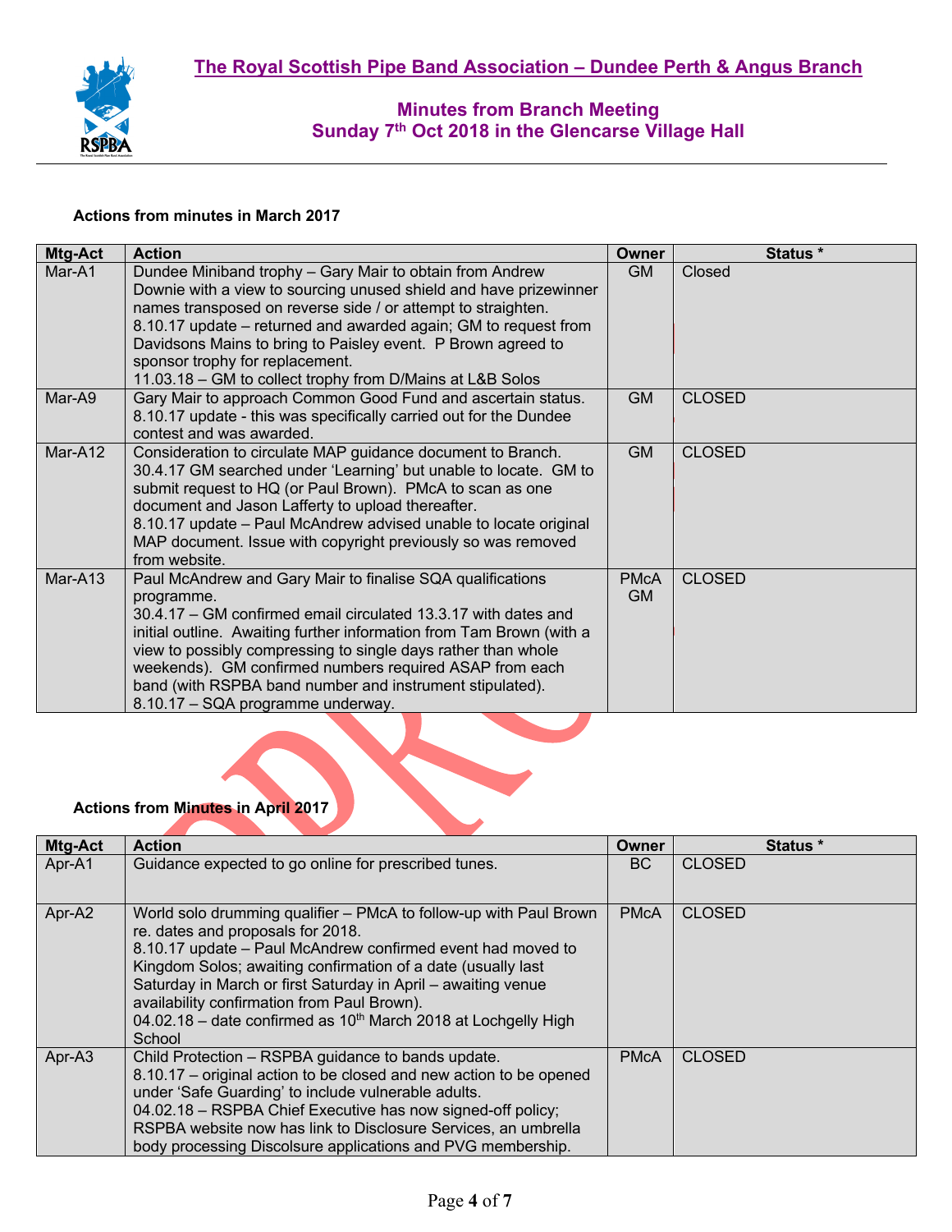# The Royal Scottish Pipe Band Association – Dundee Perth & Angus Branch

## Minutes from Branch Meeting
## Sunday 7th Oct 2018 in the Glencarse Village Hall

**Actions from minutes in March 2017**

| Mtg-Act | Action | Owner | Status * |
|---|---|---|---|
| Mar-A1 | Dundee Miniband trophy – Gary Mair to obtain from Andrew Downie with a view to sourcing unused shield and have prizewinner names transposed on reverse side / or attempt to straighten. 8.10.17 update – returned and awarded again; GM to request from Davidsons Mains to bring to Paisley event. P Brown agreed to sponsor trophy for replacement. 11.03.18 – GM to collect trophy from D/Mains at L&B Solos | GM | Closed |
| Mar-A9 | Gary Mair to approach Common Good Fund and ascertain status. 8.10.17 update - this was specifically carried out for the Dundee contest and was awarded. | GM | CLOSED |
| Mar-A12 | Consideration to circulate MAP guidance document to Branch. 30.4.17 GM searched under 'Learning' but unable to locate. GM to submit request to HQ (or Paul Brown). PMcA to scan as one document and Jason Lafferty to upload thereafter. 8.10.17 update – Paul McAndrew advised unable to locate original MAP document. Issue with copyright previously so was removed from website. | GM | CLOSED |
| Mar-A13 | Paul McAndrew and Gary Mair to finalise SQA qualifications programme. 30.4.17 – GM confirmed email circulated 13.3.17 with dates and initial outline. Awaiting further information from Tam Brown (with a view to possibly compressing to single days rather than whole weekends). GM confirmed numbers required ASAP from each band (with RSPBA band number and instrument stipulated). 8.10.17 – SQA programme underway. | PMcA GM | CLOSED |

**Actions from Minutes in April 2017**

| Mtg-Act | Action | Owner | Status * |
|---|---|---|---|
| Apr-A1 | Guidance expected to go online for prescribed tunes. | BC | CLOSED |
| Apr-A2 | World solo drumming qualifier – PMcA to follow-up with Paul Brown re. dates and proposals for 2018. 8.10.17 update – Paul McAndrew confirmed event had moved to Kingdom Solos; awaiting confirmation of a date (usually last Saturday in March or first Saturday in April – awaiting venue availability confirmation from Paul Brown). 04.02.18 – date confirmed as 10th March 2018 at Lochgelly High School | PMcA | CLOSED |
| Apr-A3 | Child Protection – RSPBA guidance to bands update. 8.10.17 – original action to be closed and new action to be opened under 'Safe Guarding' to include vulnerable adults. 04.02.18 – RSPBA Chief Executive has now signed-off policy; RSPBA website now has link to Disclosure Services, an umbrella body processing Discolsure applications and PVG membership. | PMcA | CLOSED |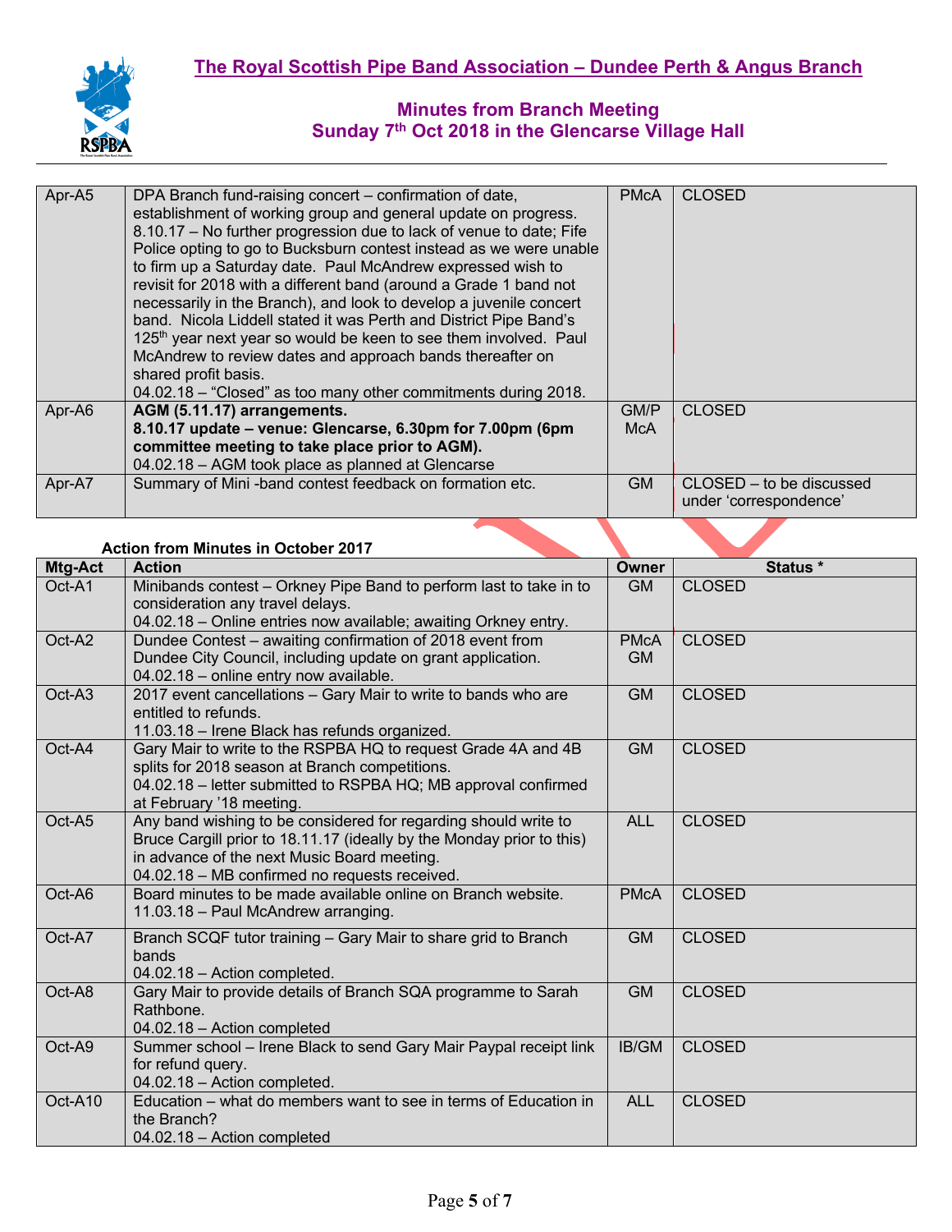# The Royal Scottish Pipe Band Association – Dundee Perth & Angus Branch

## Minutes from Branch Meeting
## Sunday 7th Oct 2018 in the Glencarse Village Hall

| | | | |
|---|---|---|---|
| Apr-A5 | DPA Branch fund-raising concert – confirmation of date, establishment of working group and general update on progress.<br>8.10.17 – No further progression due to lack of venue to date; Fife Police opting to go to Bucksburn contest instead as we were unable to firm up a Saturday date. Paul McAndrew expressed wish to revisit for 2018 with a different band (around a Grade 1 band not necessarily in the Branch), and look to develop a juvenile concert band. Nicola Liddell stated it was Perth and District Pipe Band's 125th year next year so would be keen to see them involved. Paul McAndrew to review dates and approach bands thereafter on shared profit basis.<br>04.02.18 – "Closed" as too many other commitments during 2018. | PMcA | CLOSED |
| Apr-A6 | **AGM (5.11.17) arrangements.**<br>**8.10.17 update – venue: Glencarse, 6.30pm for 7.00pm (6pm committee meeting to take place prior to AGM).**<br>04.02.18 – AGM took place as planned at Glencarse | GM/PMcA | CLOSED |
| Apr-A7 | Summary of Mini -band contest feedback on formation etc. | GM | CLOSED – to be discussed under 'correspondence' |

**Action from Minutes in October 2017**

| Mtg-Act | Action | Owner | Status * |
|---|---|---|---|
| Oct-A1 | Minibands contest – Orkney Pipe Band to perform last to take in to consideration any travel delays.<br>04.02.18 – Online entries now available; awaiting Orkney entry. | GM | CLOSED |
| Oct-A2 | Dundee Contest – awaiting confirmation of 2018 event from Dundee City Council, including update on grant application.<br>04.02.18 – online entry now available. | PMcA GM | CLOSED |
| Oct-A3 | 2017 event cancellations – Gary Mair to write to bands who are entitled to refunds.<br>11.03.18 – Irene Black has refunds organized. | GM | CLOSED |
| Oct-A4 | Gary Mair to write to the RSPBA HQ to request Grade 4A and 4B splits for 2018 season at Branch competitions.<br>04.02.18 – letter submitted to RSPBA HQ; MB approval confirmed at February '18 meeting. | GM | CLOSED |
| Oct-A5 | Any band wishing to be considered for regarding should write to Bruce Cargill prior to 18.11.17 (ideally by the Monday prior to this) in advance of the next Music Board meeting.<br>04.02.18 – MB confirmed no requests received. | ALL | CLOSED |
| Oct-A6 | Board minutes to be made available online on Branch website.<br>11.03.18 – Paul McAndrew arranging. | PMcA | CLOSED |
| Oct-A7 | Branch SCQF tutor training – Gary Mair to share grid to Branch bands<br>04.02.18 – Action completed. | GM | CLOSED |
| Oct-A8 | Gary Mair to provide details of Branch SQA programme to Sarah Rathbone.<br>04.02.18 – Action completed | GM | CLOSED |
| Oct-A9 | Summer school – Irene Black to send Gary Mair Paypal receipt link for refund query.<br>04.02.18 – Action completed. | IB/GM | CLOSED |
| Oct-A10 | Education – what do members want to see in terms of Education in the Branch?<br>04.02.18 – Action completed | ALL | CLOSED |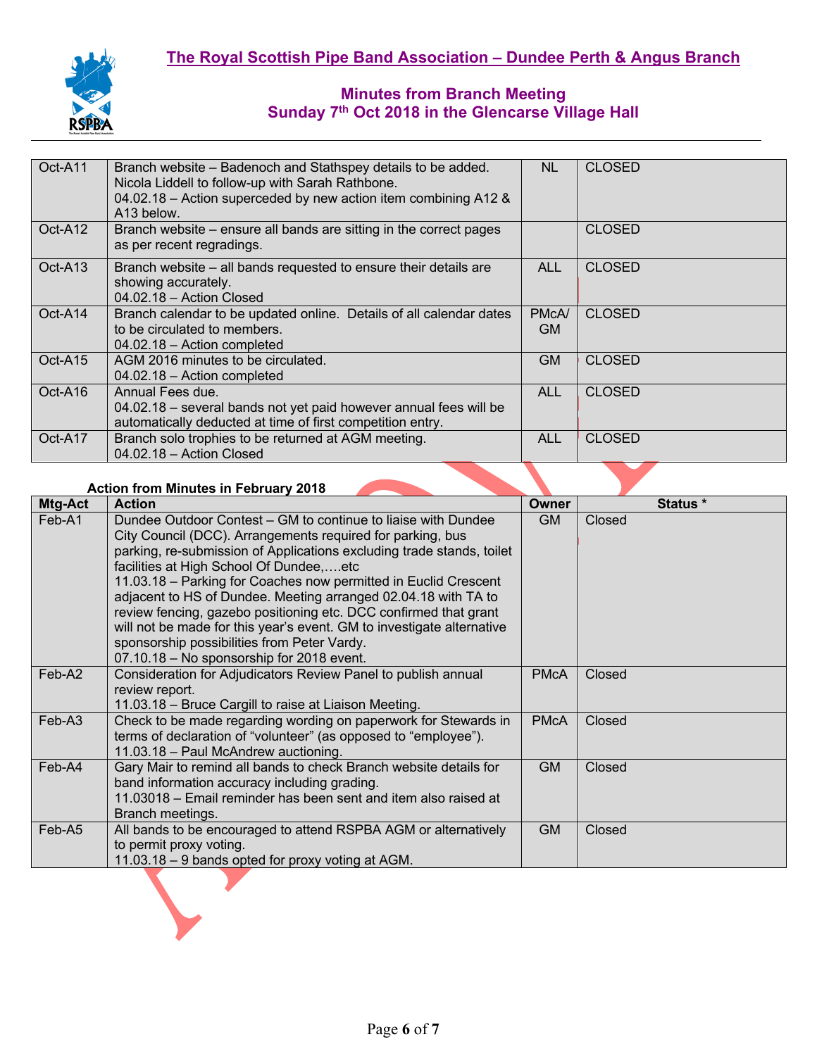# The Royal Scottish Pipe Band Association – Dundee Perth & Angus Branch

## Minutes from Branch Meeting
## Sunday 7th Oct 2018 in the Glencarse Village Hall

| | | | |
|---|---|---|---|
| Oct-A11 | Branch website – Badenoch and Stathspey details to be added. Nicola Liddell to follow-up with Sarah Rathbone.<br>04.02.18 – Action superceded by new action item combining A12 & A13 below. | NL | CLOSED |
| Oct-A12 | Branch website – ensure all bands are sitting in the correct pages as per recent regradings. | | CLOSED |
| Oct-A13 | Branch website – all bands requested to ensure their details are showing accurately.<br>04.02.18 – Action Closed | ALL | CLOSED |
| Oct-A14 | Branch calendar to be updated online. Details of all calendar dates to be circulated to members.<br>04.02.18 – Action completed | PMcA/ GM | CLOSED |
| Oct-A15 | AGM 2016 minutes to be circulated.<br>04.02.18 – Action completed | GM | CLOSED |
| Oct-A16 | Annual Fees due.<br>04.02.18 – several bands not yet paid however annual fees will be automatically deducted at time of first competition entry. | ALL | CLOSED |
| Oct-A17 | Branch solo trophies to be returned at AGM meeting.<br>04.02.18 – Action Closed | ALL | CLOSED |

**Action from Minutes in February 2018**

| Mtg-Act | Action | Owner | Status * |
|---|---|---|---|
| Feb-A1 | Dundee Outdoor Contest – GM to continue to liaise with Dundee City Council (DCC). Arrangements required for parking, bus parking, re-submission of Applications excluding trade stands, toilet facilities at High School Of Dundee,….etc<br>11.03.18 – Parking for Coaches now permitted in Euclid Crescent adjacent to HS of Dundee. Meeting arranged 02.04.18 with TA to review fencing, gazebo positioning etc. DCC confirmed that grant will not be made for this year's event. GM to investigate alternative sponsorship possibilities from Peter Vardy.<br>07.10.18 – No sponsorship for 2018 event. | GM | Closed |
| Feb-A2 | Consideration for Adjudicators Review Panel to publish annual review report.<br>11.03.18 – Bruce Cargill to raise at Liaison Meeting. | PMcA | Closed |
| Feb-A3 | Check to be made regarding wording on paperwork for Stewards in terms of declaration of "volunteer" (as opposed to "employee").<br>11.03.18 – Paul McAndrew auctioning. | PMcA | Closed |
| Feb-A4 | Gary Mair to remind all bands to check Branch website details for band information accuracy including grading.<br>11.03018 – Email reminder has been sent and item also raised at Branch meetings. | GM | Closed |
| Feb-A5 | All bands to be encouraged to attend RSPBA AGM or alternatively to permit proxy voting.<br>11.03.18 – 9 bands opted for proxy voting at AGM. | GM | Closed |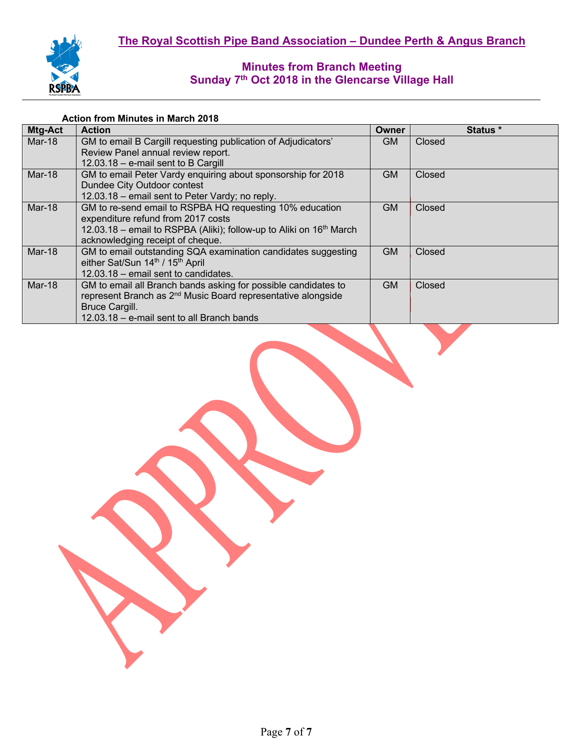# The Royal Scottish Pipe Band Association – Dundee Perth & Angus Branch

## Minutes from Branch Meeting
## Sunday 7th Oct 2018 in the Glencarse Village Hall

**Action from Minutes in March 2018**

| Mtg-Act | Action | Owner | Status * |
|---|---|---|---|
| Mar-18 | GM to email B Cargill requesting publication of Adjudicators' Review Panel annual review report.<br>12.03.18 – e-mail sent to B Cargill | GM | Closed |
| Mar-18 | GM to email Peter Vardy enquiring about sponsorship for 2018 Dundee City Outdoor contest<br>12.03.18 – email sent to Peter Vardy; no reply. | GM | Closed |
| Mar-18 | GM to re-send email to RSPBA HQ requesting 10% education expenditure refund from 2017 costs<br>12.03.18 – email to RSPBA (Aliki); follow-up to Aliki on 16th March acknowledging receipt of cheque. | GM | Closed |
| Mar-18 | GM to email outstanding SQA examination candidates suggesting either Sat/Sun 14th / 15th April<br>12.03.18 – email sent to candidates. | GM | Closed |
| Mar-18 | GM to email all Branch bands asking for possible candidates to represent Branch as 2nd Music Board representative alongside Bruce Cargill.<br>12.03.18 – e-mail sent to all Branch bands | GM | Closed |

APPROVED